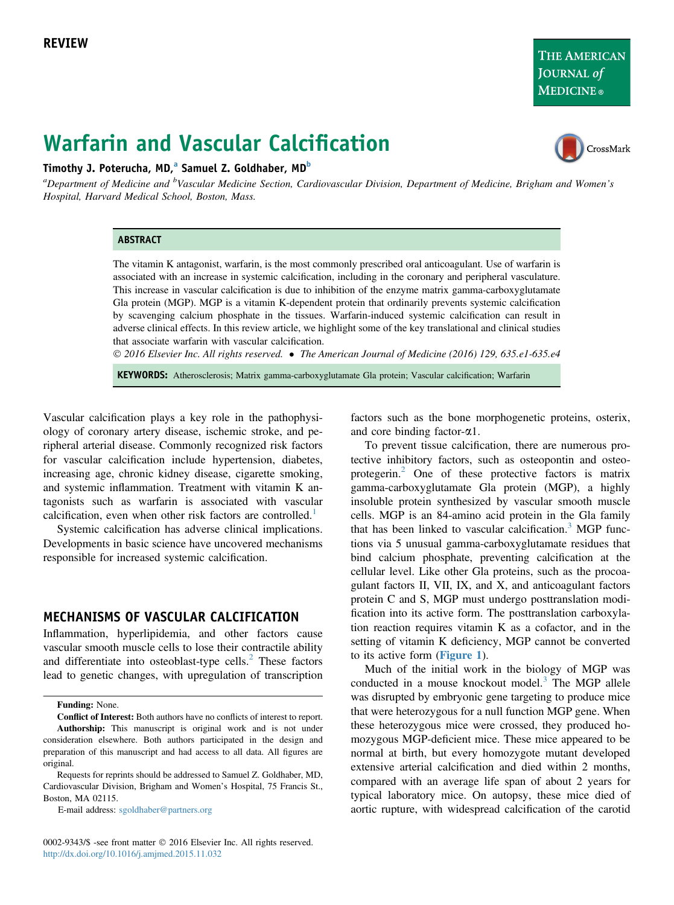REVIEW

# Warfarin and Vascular Calcification

**Timothy J. Poterucha, MD,[a] Samuel Z. Goldhaber, MD[b]**

[a]*Department of Medicine and* [b]*Vascular Medicine Section, Cardiovascular Division, Department of Medicine, Brigham and Women's Hospital, Harvard Medical School, Boston, Mass.*

## ABSTRACT

The vitamin K antagonist, warfarin, is the most commonly prescribed oral anticoagulant. Use of warfarin is associated with an increase in systemic calcification, including in the coronary and peripheral vasculature. This increase in vascular calcification is due to inhibition of the enzyme matrix gamma-carboxyglutamate Gla protein (MGP). MGP is a vitamin K-dependent protein that ordinarily prevents systemic calcification by scavenging calcium phosphate in the tissues. Warfarin-induced systemic calcification can result in adverse clinical effects. In this review article, we highlight some of the key translational and clinical studies that associate warfarin with vascular calcification.

*© 2016 Elsevier Inc. All rights reserved. • The American Journal of Medicine (2016) 129, 635.e1-635.e4*

**KEYWORDS:** Atherosclerosis; Matrix gamma-carboxyglutamate Gla protein; Vascular calcification; Warfarin

Vascular calcification plays a key role in the pathophysiology of coronary artery disease, ischemic stroke, and peripheral arterial disease. Commonly recognized risk factors for vascular calcification include hypertension, diabetes, increasing age, chronic kidney disease, cigarette smoking, and systemic inflammation. Treatment with vitamin K antagonists such as warfarin is associated with vascular calcification, even when other risk factors are controlled.[1]

Systemic calcification has adverse clinical implications. Developments in basic science have uncovered mechanisms responsible for increased systemic calcification.

## MECHANISMS OF VASCULAR CALCIFICATION

Inflammation, hyperlipidemia, and other factors cause vascular smooth muscle cells to lose their contractile ability and differentiate into osteoblast-type cells.[2] These factors lead to genetic changes, with upregulation of transcription factors such as the bone morphogenetic proteins, osterix, and core binding factor-$\alpha$1.

To prevent tissue calcification, there are numerous protective inhibitory factors, such as osteopontin and osteoprotegerin.[2] One of these protective factors is matrix gamma-carboxyglutamate Gla protein (MGP), a highly insoluble protein synthesized by vascular smooth muscle cells. MGP is an 84-amino acid protein in the Gla family that has been linked to vascular calcification.[3] MGP functions via 5 unusual gamma-carboxyglutamate residues that bind calcium phosphate, preventing calcification at the cellular level. Like other Gla proteins, such as the procoagulant factors II, VII, IX, and X, and anticoagulant factors protein C and S, MGP must undergo posttranslation modification into its active form. The posttranslation carboxylation reaction requires vitamin K as a cofactor, and in the setting of vitamin K deficiency, MGP cannot be converted to its active form (Figure 1).

Much of the initial work in the biology of MGP was conducted in a mouse knockout model.[3] The MGP allele was disrupted by embryonic gene targeting to produce mice that were heterozygous for a null function MGP gene. When these heterozygous mice were crossed, they produced homozygous MGP-deficient mice. These mice appeared to be normal at birth, but every homozygote mutant developed extensive arterial calcification and died within 2 months, compared with an average life span of about 2 years for typical laboratory mice. On autopsy, these mice died of aortic rupture, with widespread calcification of the carotid

---

**Funding:** None.

**Conflict of Interest:** Both authors have no conflicts of interest to report.

**Authorship:** This manuscript is original work and is not under consideration elsewhere. Both authors participated in the design and preparation of this manuscript and had access to all data. All figures are original.

Requests for reprints should be addressed to Samuel Z. Goldhaber, MD, Cardiovascular Division, Brigham and Women's Hospital, 75 Francis St., Boston, MA 02115.

E-mail address: sgoldhaber@partners.org

0002-9343/$ -see front matter © 2016 Elsevier Inc. All rights reserved.
http://dx.doi.org/10.1016/j.amjmed.2015.11.032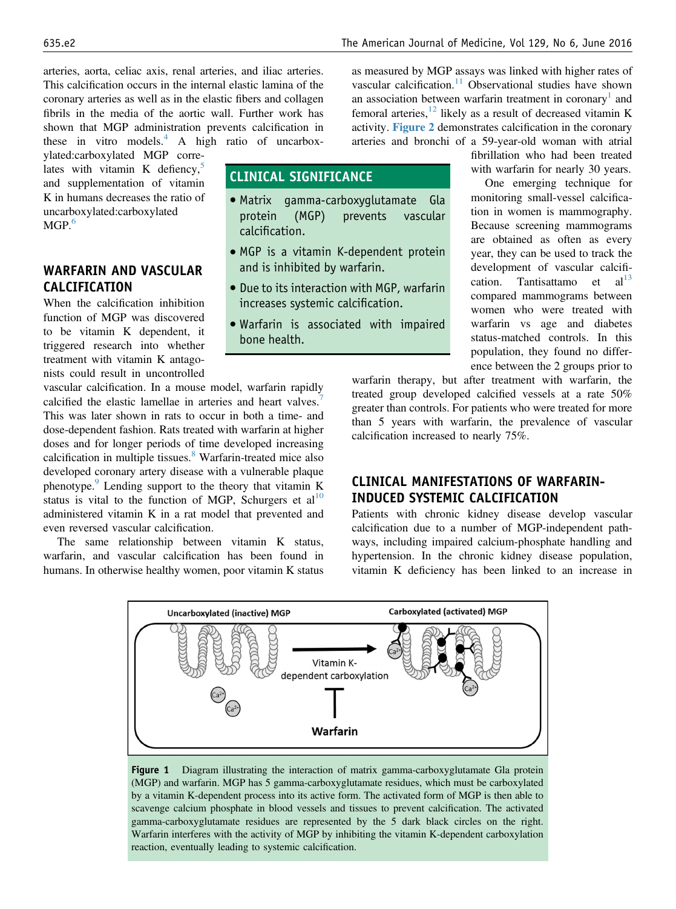arteries, aorta, celiac axis, renal arteries, and iliac arteries. This calcification occurs in the internal elastic lamina of the coronary arteries as well as in the elastic fibers and collagen fibrils in the media of the aortic wall. Further work has shown that MGP administration prevents calcification in these in vitro models.[4] A high ratio of uncarboxylated:carboxylated MGP correlates with vitamin K defiency,[5] and supplementation of vitamin K in humans decreases the ratio of uncarboxylated:carboxylated MGP.[6]

## CLINICAL SIGNIFICANCE

- Matrix gamma-carboxyglutamate Gla protein (MGP) prevents vascular calcification.
- MGP is a vitamin K-dependent protein and is inhibited by warfarin.
- Due to its interaction with MGP, warfarin increases systemic calcification.
- Warfarin is associated with impaired bone health.

## WARFARIN AND VASCULAR CALCIFICATION

When the calcification inhibition function of MGP was discovered to be vitamin K dependent, it triggered research into whether treatment with vitamin K antagonists could result in uncontrolled vascular calcification. In a mouse model, warfarin rapidly calcified the elastic lamellae in arteries and heart valves.[7] This was later shown in rats to occur in both a time- and dose-dependent fashion. Rats treated with warfarin at higher doses and for longer periods of time developed increasing calcification in multiple tissues.[8] Warfarin-treated mice also developed coronary artery disease with a vulnerable plaque phenotype.[9] Lending support to the theory that vitamin K status is vital to the function of MGP, Schurgers et al[10] administered vitamin K in a rat model that prevented and even reversed vascular calcification.

The same relationship between vitamin K status, warfarin, and vascular calcification has been found in humans. In otherwise healthy women, poor vitamin K status as measured by MGP assays was linked with higher rates of vascular calcification.[11] Observational studies have shown an association between warfarin treatment in coronary[1] and femoral arteries,[12] likely as a result of decreased vitamin K activity. Figure 2 demonstrates calcification in the coronary arteries and bronchi of a 59-year-old woman with atrial fibrillation who had been treated with warfarin for nearly 30 years.

One emerging technique for monitoring small-vessel calcification in women is mammography. Because screening mammograms are obtained as often as every year, they can be used to track the development of vascular calcification. Tantisattamo et al[13] compared mammograms between women who were treated with warfarin vs age and diabetes status-matched controls. In this population, they found no difference between the 2 groups prior to warfarin therapy, but after treatment with warfarin, the treated group developed calcified vessels at a rate 50% greater than controls. For patients who were treated for more than 5 years with warfarin, the prevalence of vascular calcification increased to nearly 75%.

## CLINICAL MANIFESTATIONS OF WARFARIN-INDUCED SYSTEMIC CALCIFICATION

Patients with chronic kidney disease develop vascular calcification due to a number of MGP-independent pathways, including impaired calcium-phosphate handling and hypertension. In the chronic kidney disease population, vitamin K deficiency has been linked to an increase in

**Figure 1** Diagram illustrating the interaction of matrix gamma-carboxyglutamate Gla protein (MGP) and warfarin. MGP has 5 gamma-carboxyglutamate residues, which must be carboxylated by a vitamin K-dependent process into its active form. The activated form of MGP is then able to scavenge calcium phosphate in blood vessels and tissues to prevent calcification. The activated gamma-carboxyglutamate residues are represented by the 5 dark black circles on the right. Warfarin interferes with the activity of MGP by inhibiting the vitamin K-dependent carboxylation reaction, eventually leading to systemic calcification.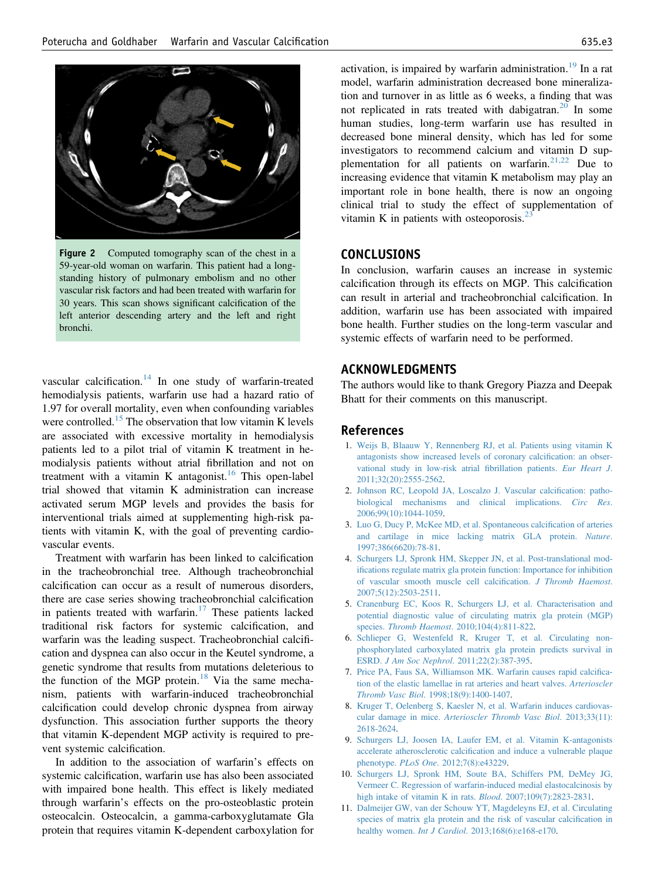Figure 2 Computed tomography scan of the chest in a 59-year-old woman on warfarin. This patient had a long-standing history of pulmonary embolism and no other vascular risk factors and had been treated with warfarin for 30 years. This scan shows significant calcification of the left anterior descending artery and the left and right bronchi.

vascular calcification.[14] In one study of warfarin-treated hemodialysis patients, warfarin use had a hazard ratio of 1.97 for overall mortality, even when confounding variables were controlled.[15] The observation that low vitamin K levels are associated with excessive mortality in hemodialysis patients led to a pilot trial of vitamin K treatment in hemodialysis patients without atrial fibrillation and not on treatment with a vitamin K antagonist.[16] This open-label trial showed that vitamin K administration can increase activated serum MGP levels and provides the basis for interventional trials aimed at supplementing high-risk patients with vitamin K, with the goal of preventing cardiovascular events.

Treatment with warfarin has been linked to calcification in the tracheobronchial tree. Although tracheobronchial calcification can occur as a result of numerous disorders, there are case series showing tracheobronchial calcification in patients treated with warfarin.[17] These patients lacked traditional risk factors for systemic calcification, and warfarin was the leading suspect. Tracheobronchial calcification and dyspnea can also occur in the Keutel syndrome, a genetic syndrome that results from mutations deleterious to the function of the MGP protein.[18] Via the same mechanism, patients with warfarin-induced tracheobronchial calcification could develop chronic dyspnea from airway dysfunction. This association further supports the theory that vitamin K-dependent MGP activity is required to prevent systemic calcification.

In addition to the association of warfarin's effects on systemic calcification, warfarin use has also been associated with impaired bone health. This effect is likely mediated through warfarin's effects on the pro-osteoblastic protein osteocalcin. Osteocalcin, a gamma-carboxyglutamate Gla protein that requires vitamin K-dependent carboxylation for activation, is impaired by warfarin administration.[19] In a rat model, warfarin administration decreased bone mineralization and turnover in as little as 6 weeks, a finding that was not replicated in rats treated with dabigatran.[20] In some human studies, long-term warfarin use has resulted in decreased bone mineral density, which has led for some investigators to recommend calcium and vitamin D supplementation for all patients on warfarin.[21,22] Due to increasing evidence that vitamin K metabolism may play an important role in bone health, there is now an ongoing clinical trial to study the effect of supplementation of vitamin K in patients with osteoporosis.[23]

## CONCLUSIONS

In conclusion, warfarin causes an increase in systemic calcification through its effects on MGP. This calcification can result in arterial and tracheobronchial calcification. In addition, warfarin use has been associated with impaired bone health. Further studies on the long-term vascular and systemic effects of warfarin need to be performed.

## ACKNOWLEDGMENTS

The authors would like to thank Gregory Piazza and Deepak Bhatt for their comments on this manuscript.

## References

1. Weijs B, Blaauw Y, Rennenberg RJ, et al. Patients using vitamin K antagonists show increased levels of coronary calcification: an observational study in low-risk atrial fibrillation patients. *Eur Heart J*. 2011;32(20):2555-2562.
2. Johnson RC, Leopold JA, Loscalzo J. Vascular calcification: pathobiological mechanisms and clinical implications. *Circ Res*. 2006;99(10):1044-1059.
3. Luo G, Ducy P, McKee MD, et al. Spontaneous calcification of arteries and cartilage in mice lacking matrix GLA protein. *Nature*. 1997;386(6620):78-81.
4. Schurgers LJ, Spronk HM, Skepper JN, et al. Post-translational modifications regulate matrix gla protein function: Importance for inhibition of vascular smooth muscle cell calcification. *J Thromb Haemost*. 2007;5(12):2503-2511.
5. Cranenburg EC, Koos R, Schurgers LJ, et al. Characterisation and potential diagnostic value of circulating matrix gla protein (MGP) species. *Thromb Haemost*. 2010;104(4):811-822.
6. Schlieper G, Westenfeld R, Kruger T, et al. Circulating non-phosphorylated carboxylated matrix gla protein predicts survival in ESRD. *J Am Soc Nephrol*. 2011;22(2):387-395.
7. Price PA, Faus SA, Williamson MK. Warfarin causes rapid calcification of the elastic lamellae in rat arteries and heart valves. *Arterioscler Thromb Vasc Biol*. 1998;18(9):1400-1407.
8. Kruger T, Oelenberg S, Kaesler N, et al. Warfarin induces cardiovascular damage in mice. *Arterioscler Thromb Vasc Biol*. 2013;33(11):2618-2624.
9. Schurgers LJ, Joosen IA, Laufer EM, et al. Vitamin K-antagonists accelerate atherosclerotic calcification and induce a vulnerable plaque phenotype. *PLoS One*. 2012;7(8):e43229.
10. Schurgers LJ, Spronk HM, Soute BA, Schiffers PM, DeMey JG, Vermeer C. Regression of warfarin-induced medial elastocalcinosis by high intake of vitamin K in rats. *Blood*. 2007;109(7):2823-2831.
11. Dalmeijer GW, van der Schouw YT, Magdeleyns EJ, et al. Circulating species of matrix gla protein and the risk of vascular calcification in healthy women. *Int J Cardiol*. 2013;168(6):e168-e170.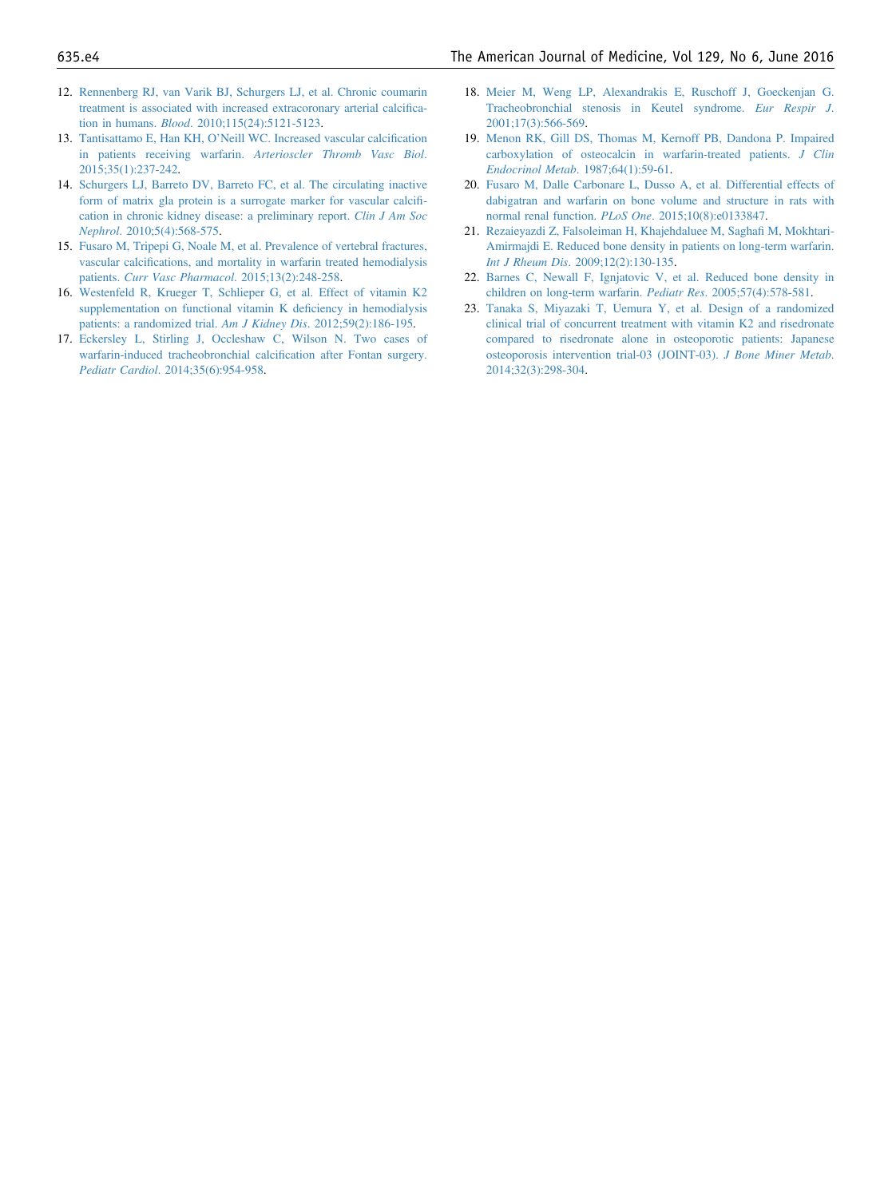12. Rennenberg RJ, van Varik BJ, Schurgers LJ, et al. Chronic coumarin treatment is associated with increased extracoronary arterial calcification in humans. *Blood*. 2010;115(24):5121-5123.
13. Tantisattamo E, Han KH, O'Neill WC. Increased vascular calcification in patients receiving warfarin. *Arterioscler Thromb Vasc Biol*. 2015;35(1):237-242.
14. Schurgers LJ, Barreto DV, Barreto FC, et al. The circulating inactive form of matrix gla protein is a surrogate marker for vascular calcification in chronic kidney disease: a preliminary report. *Clin J Am Soc Nephrol*. 2010;5(4):568-575.
15. Fusaro M, Tripepi G, Noale M, et al. Prevalence of vertebral fractures, vascular calcifications, and mortality in warfarin treated hemodialysis patients. *Curr Vasc Pharmacol*. 2015;13(2):248-258.
16. Westenfeld R, Krueger T, Schlieper G, et al. Effect of vitamin K2 supplementation on functional vitamin K deficiency in hemodialysis patients: a randomized trial. *Am J Kidney Dis*. 2012;59(2):186-195.
17. Eckersley L, Stirling J, Occleshaw C, Wilson N. Two cases of warfarin-induced tracheobronchial calcification after Fontan surgery. *Pediatr Cardiol*. 2014;35(6):954-958.
18. Meier M, Weng LP, Alexandrakis E, Ruschoff J, Goeckenjan G. Tracheobronchial stenosis in Keutel syndrome. *Eur Respir J*. 2001;17(3):566-569.
19. Menon RK, Gill DS, Thomas M, Kernoff PB, Dandona P. Impaired carboxylation of osteocalcin in warfarin-treated patients. *J Clin Endocrinol Metab*. 1987;64(1):59-61.
20. Fusaro M, Dalle Carbonare L, Dusso A, et al. Differential effects of dabigatran and warfarin on bone volume and structure in rats with normal renal function. *PLoS One*. 2015;10(8):e0133847.
21. Rezaieyazdi Z, Falsoleiman H, Khajehdaluee M, Saghafi M, Mokhtari-Amirmajdi E. Reduced bone density in patients on long-term warfarin. *Int J Rheum Dis*. 2009;12(2):130-135.
22. Barnes C, Newall F, Ignjatovic V, et al. Reduced bone density in children on long-term warfarin. *Pediatr Res*. 2005;57(4):578-581.
23. Tanaka S, Miyazaki T, Uemura Y, et al. Design of a randomized clinical trial of concurrent treatment with vitamin K2 and risedronate compared to risedronate alone in osteoporotic patients: Japanese osteoporosis intervention trial-03 (JOINT-03). *J Bone Miner Metab*. 2014;32(3):298-304.